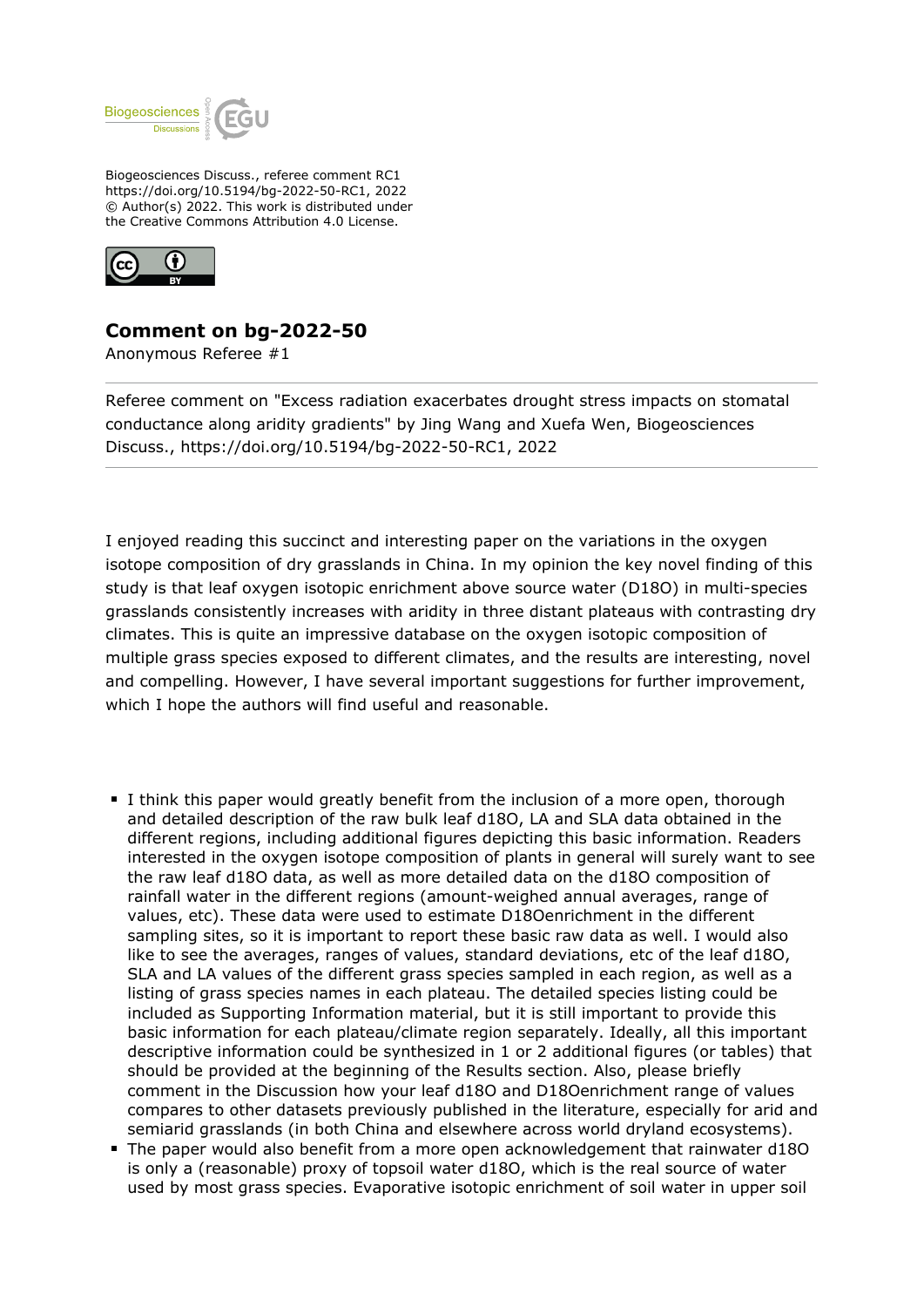Biogeosciences Discuss., referee comment RC1
https://doi.org/10.5194/bg-2022-50-RC1, 2022
© Author(s) 2022. This work is distributed under
the Creative Commons Attribution 4.0 License.

## Comment on bg-2022-50

Anonymous Referee #1

Referee comment on "Excess radiation exacerbates drought stress impacts on stomatal conductance along aridity gradients" by Jing Wang and Xuefa Wen, Biogeosciences Discuss., https://doi.org/10.5194/bg-2022-50-RC1, 2022

I enjoyed reading this succinct and interesting paper on the variations in the oxygen isotope composition of dry grasslands in China. In my opinion the key novel finding of this study is that leaf oxygen isotopic enrichment above source water (D18O) in multi-species grasslands consistently increases with aridity in three distant plateaus with contrasting dry climates. This is quite an impressive database on the oxygen isotopic composition of multiple grass species exposed to different climates, and the results are interesting, novel and compelling. However, I have several important suggestions for further improvement, which I hope the authors will find useful and reasonable.

- I think this paper would greatly benefit from the inclusion of a more open, thorough and detailed description of the raw bulk leaf d18O, LA and SLA data obtained in the different regions, including additional figures depicting this basic information. Readers interested in the oxygen isotope composition of plants in general will surely want to see the raw leaf d18O data, as well as more detailed data on the d18O composition of rainfall water in the different regions (amount-weighed annual averages, range of values, etc). These data were used to estimate D18Oenrichment in the different sampling sites, so it is important to report these basic raw data as well. I would also like to see the averages, ranges of values, standard deviations, etc of the leaf d18O, SLA and LA values of the different grass species sampled in each region, as well as a listing of grass species names in each plateau. The detailed species listing could be included as Supporting Information material, but it is still important to provide this basic information for each plateau/climate region separately. Ideally, all this important descriptive information could be synthesized in 1 or 2 additional figures (or tables) that should be provided at the beginning of the Results section. Also, please briefly comment in the Discussion how your leaf d18O and D18Oenrichment range of values compares to other datasets previously published in the literature, especially for arid and semiarid grasslands (in both China and elsewhere across world dryland ecosystems).
- The paper would also benefit from a more open acknowledgement that rainwater d18O is only a (reasonable) proxy of topsoil water d18O, which is the real source of water used by most grass species. Evaporative isotopic enrichment of soil water in upper soil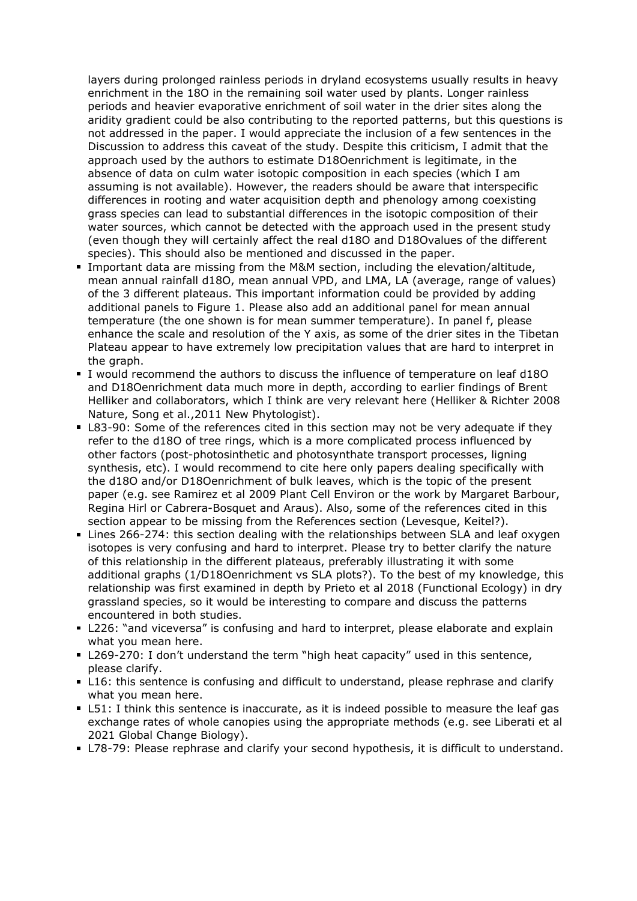layers during prolonged rainless periods in dryland ecosystems usually results in heavy enrichment in the 18O in the remaining soil water used by plants. Longer rainless periods and heavier evaporative enrichment of soil water in the drier sites along the aridity gradient could be also contributing to the reported patterns, but this questions is not addressed in the paper. I would appreciate the inclusion of a few sentences in the Discussion to address this caveat of the study. Despite this criticism, I admit that the approach used by the authors to estimate D18Oenrichment is legitimate, in the absence of data on culm water isotopic composition in each species (which I am assuming is not available). However, the readers should be aware that interspecific differences in rooting and water acquisition depth and phenology among coexisting grass species can lead to substantial differences in the isotopic composition of their water sources, which cannot be detected with the approach used in the present study (even though they will certainly affect the real d18O and D18Ovalues of the different species). This should also be mentioned and discussed in the paper.

- Important data are missing from the M&M section, including the elevation/altitude, mean annual rainfall d18O, mean annual VPD, and LMA, LA (average, range of values) of the 3 different plateaus. This important information could be provided by adding additional panels to Figure 1. Please also add an additional panel for mean annual temperature (the one shown is for mean summer temperature). In panel f, please enhance the scale and resolution of the Y axis, as some of the drier sites in the Tibetan Plateau appear to have extremely low precipitation values that are hard to interpret in the graph.
- I would recommend the authors to discuss the influence of temperature on leaf d18O and D18Oenrichment data much more in depth, according to earlier findings of Brent Helliker and collaborators, which I think are very relevant here (Helliker & Richter 2008 Nature, Song et al.,2011 New Phytologist).
- L83-90: Some of the references cited in this section may not be very adequate if they refer to the d18O of tree rings, which is a more complicated process influenced by other factors (post-photosinthetic and photosynthate transport processes, ligning synthesis, etc). I would recommend to cite here only papers dealing specifically with the d18O and/or D18Oenrichment of bulk leaves, which is the topic of the present paper (e.g. see Ramirez et al 2009 Plant Cell Environ or the work by Margaret Barbour, Regina Hirl or Cabrera-Bosquet and Araus). Also, some of the references cited in this section appear to be missing from the References section (Levesque, Keitel?).
- Lines 266-274: this section dealing with the relationships between SLA and leaf oxygen isotopes is very confusing and hard to interpret. Please try to better clarify the nature of this relationship in the different plateaus, preferably illustrating it with some additional graphs (1/D18Oenrichment vs SLA plots?). To the best of my knowledge, this relationship was first examined in depth by Prieto et al 2018 (Functional Ecology) in dry grassland species, so it would be interesting to compare and discuss the patterns encountered in both studies.
- L226: "and viceversa" is confusing and hard to interpret, please elaborate and explain what you mean here.
- L269-270: I don't understand the term "high heat capacity" used in this sentence, please clarify.
- L16: this sentence is confusing and difficult to understand, please rephrase and clarify what you mean here.
- L51: I think this sentence is inaccurate, as it is indeed possible to measure the leaf gas exchange rates of whole canopies using the appropriate methods (e.g. see Liberati et al 2021 Global Change Biology).
- L78-79: Please rephrase and clarify your second hypothesis, it is difficult to understand.